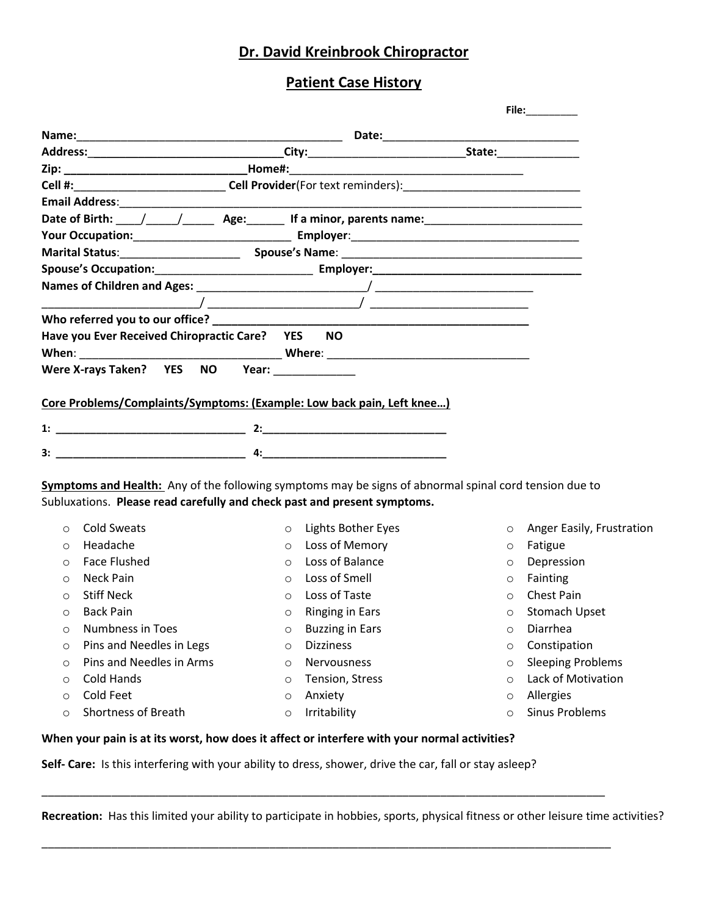## Dr. David Kreinbrook Chiropractor

## Patient Case History

**File:**_________

**Name:**__________________________________________ **Date:**______________________________

**Address:**________________________________**City:**__________________________**State:**_____________

**Zip:** _____________________________**Home#:**_____________________________________

**Cell #:**________________________ **Cell Provider**(For text reminders):____________________________

**Email Address**:___________________________________________________________________________

**Date of Birth:** ____/_____/_____ **Age:**______ **If a minor, parents name:**_________________________

**Your Occupation:**_________________________ **Employer**:___________________________________

**Marital Status**:___________________ **Spouse's Name**: ______________________________________

**Spouse's Occupation:**________________________ **Employer:**_________________________________

**Names of Children and Ages:** ___________________________/ _________________________

________________________/ _______________________/ _________________________

**Who referred you to our office?** ____________________________________________________

**Have you Ever Received Chiropractic Care? YES NO**

**When**: _______________________________ **Where**: _______________________________

**Were X-rays Taken? YES NO Year:** _____________

**Core Problems/Complaints/Symptoms: (Example: Low back pain, Left knee…)**

**1:** _______________________________ **2:**______________________________

**3:** _______________________________ **4:**______________________________

**Symptoms and Health:** Any of the following symptoms may be signs of abnormal spinal cord tension due to Subluxations. **Please read carefully and check past and present symptoms.**

- Cold Sweats
- Headache
- Face Flushed
- Neck Pain
- Stiff Neck
- Back Pain
- Numbness in Toes
- Pins and Needles in Legs
- Pins and Needles in Arms
- Cold Hands
- Cold Feet
- Shortness of Breath
- Lights Bother Eyes
- Loss of Memory
- Loss of Balance
- Loss of Smell
- Loss of Taste
- Ringing in Ears
- Buzzing in Ears
- Dizziness
- Nervousness
- Tension, Stress
- Anxiety
- Irritability
- Anger Easily, Frustration
- Fatigue
- Depression
- Fainting
- Chest Pain
- Stomach Upset
- Diarrhea
- Constipation
- Sleeping Problems
- Lack of Motivation
- Allergies
- Sinus Problems

**When your pain is at its worst, how does it affect or interfere with your normal activities?**

**Self- Care:** Is this interfering with your ability to dress, shower, drive the car, fall or stay asleep?

_____________________________________________________________________________________________

**Recreation:** Has this limited your ability to participate in hobbies, sports, physical fitness or other leisure time activities?

_____________________________________________________________________________________________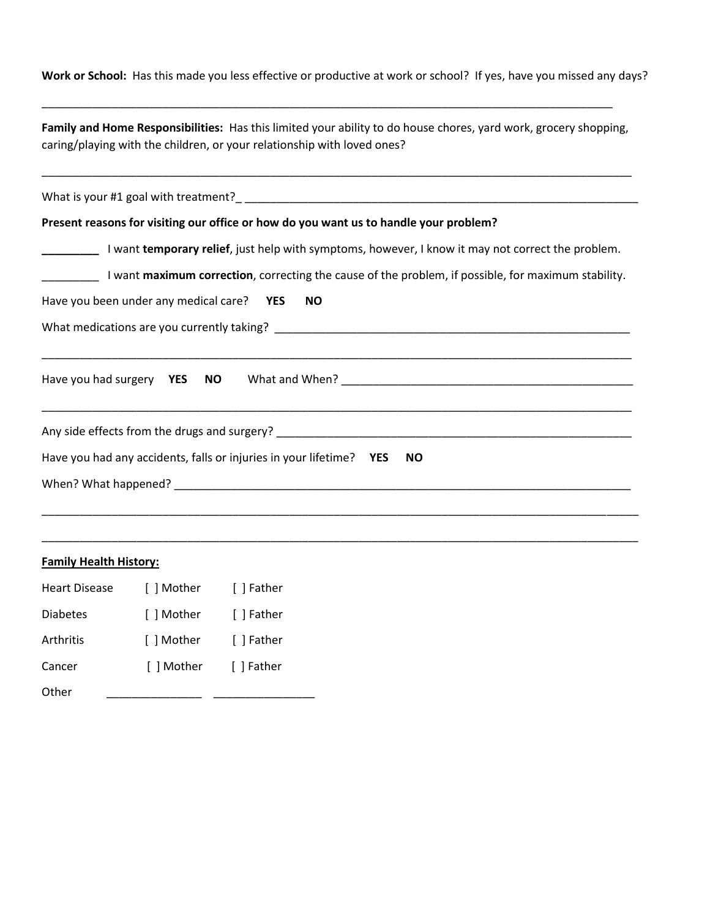**Work or School:** Has this made you less effective or productive at work or school? If yes, have you missed any days?

______________________________________________________________________________________________

**Family and Home Responsibilities:** Has this limited your ability to do house chores, yard work, grocery shopping, caring/playing with the children, or your relationship with loved ones?

______________________________________________________________________________________________

What is your #1 goal with treatment?_ ____________________________________________________________

**Present reasons for visiting our office or how do you want us to handle your problem?**

_________ I want **temporary relief**, just help with symptoms, however, I know it may not correct the problem.

_________ I want **maximum correction**, correcting the cause of the problem, if possible, for maximum stability.

Have you been under any medical care? **YES** **NO**

What medications are you currently taking? _______________________________________________________

______________________________________________________________________________________________

Have you had surgery **YES** **NO** What and When? ______________________________________________

______________________________________________________________________________________________

Any side effects from the drugs and surgery? ______________________________________________________

Have you had any accidents, falls or injuries in your lifetime? **YES** **NO**

When? What happened? _____________________________________________________________________

______________________________________________________________________________________________

______________________________________________________________________________________________

**Family Health History:**

Heart Disease [ ] Mother [ ] Father

Diabetes [ ] Mother [ ] Father

Arthritis [ ] Mother [ ] Father

Cancer [ ] Mother [ ] Father

Other _______________ ________________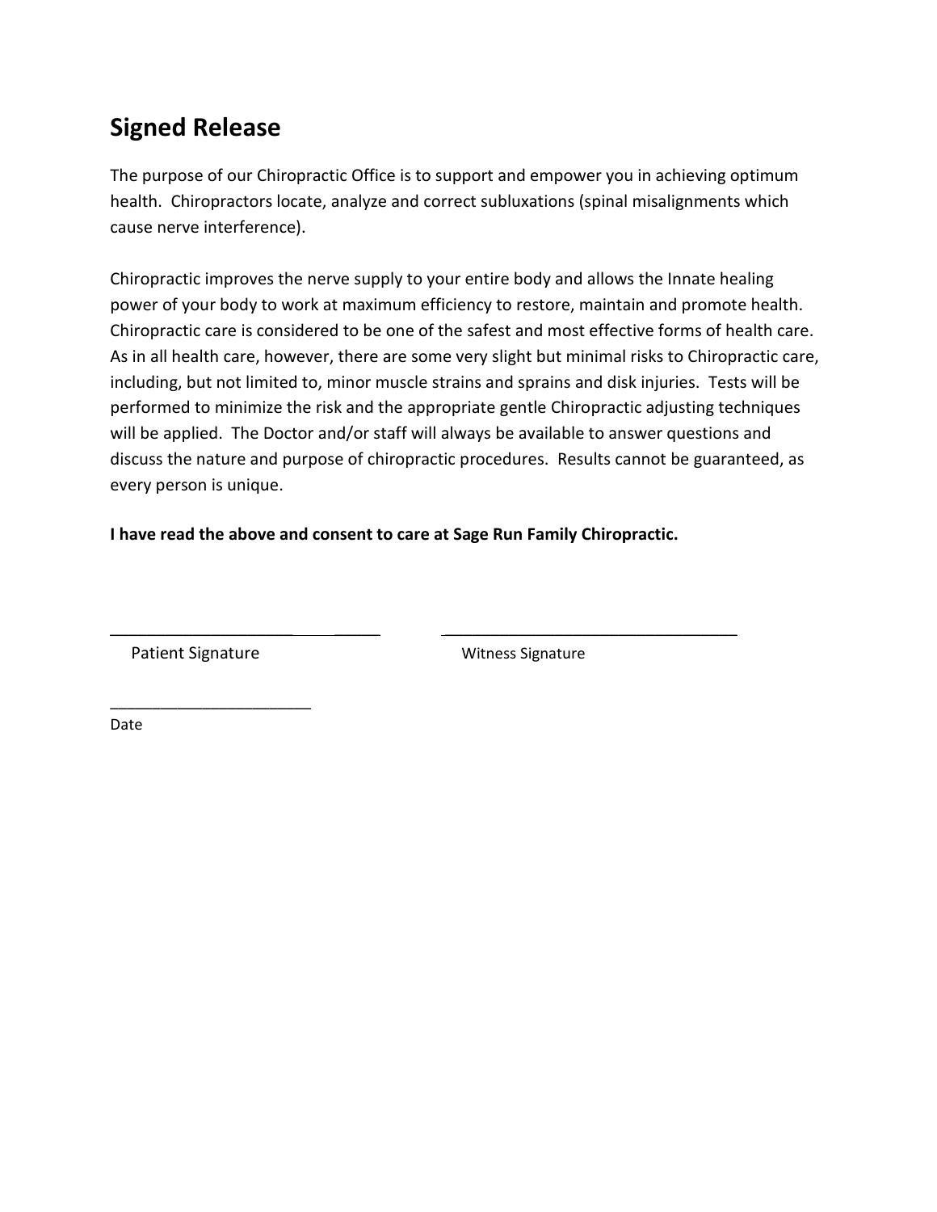## Signed Release

The purpose of our Chiropractic Office is to support and empower you in achieving optimum health. Chiropractors locate, analyze and correct subluxations (spinal misalignments which cause nerve interference).

Chiropractic improves the nerve supply to your entire body and allows the Innate healing power of your body to work at maximum efficiency to restore, maintain and promote health. Chiropractic care is considered to be one of the safest and most effective forms of health care. As in all health care, however, there are some very slight but minimal risks to Chiropractic care, including, but not limited to, minor muscle strains and sprains and disk injuries. Tests will be performed to minimize the risk and the appropriate gentle Chiropractic adjusting techniques will be applied. The Doctor and/or staff will always be available to answer questions and discuss the nature and purpose of chiropractic procedures. Results cannot be guaranteed, as every person is unique.

**I have read the above and consent to care at Sage Run Family Chiropractic.**

___________________________ ___________________________________

Patient Signature Witness Signature

_______________________

Date